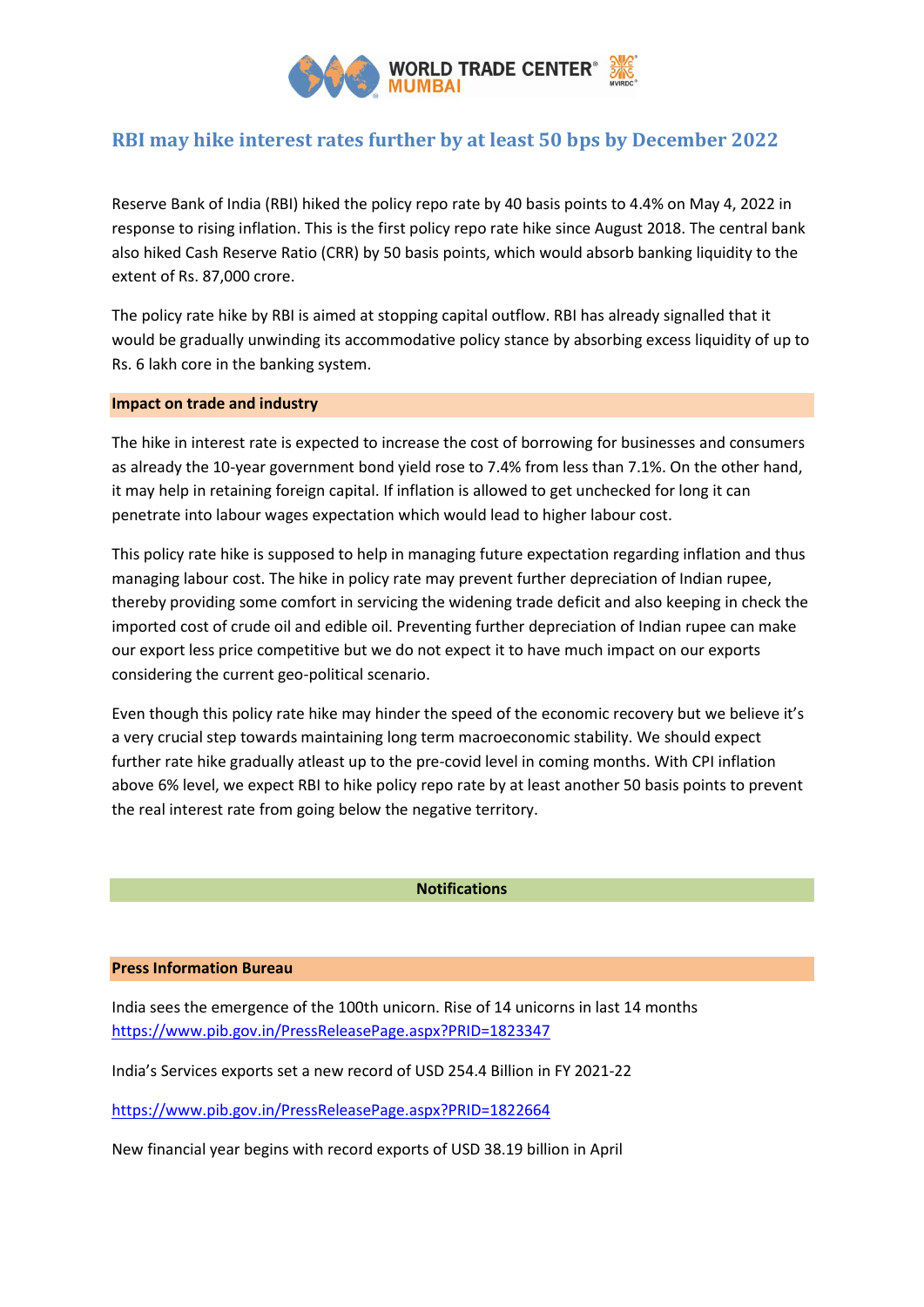## RBI may hike interest rates further by at least 50 bps by December 2022

Reserve Bank of India (RBI) hiked the policy repo rate by 40 basis points to 4.4% on May 4, 2022 in response to rising inflation. This is the first policy repo rate hike since August 2018. The central bank also hiked Cash Reserve Ratio (CRR) by 50 basis points, which would absorb banking liquidity to the extent of Rs. 87,000 crore.

The policy rate hike by RBI is aimed at stopping capital outflow. RBI has already signalled that it would be gradually unwinding its accommodative policy stance by absorbing excess liquidity of up to Rs. 6 lakh core in the banking system.

**Impact on trade and industry**

The hike in interest rate is expected to increase the cost of borrowing for businesses and consumers as already the 10-year government bond yield rose to 7.4% from less than 7.1%. On the other hand, it may help in retaining foreign capital. If inflation is allowed to get unchecked for long it can penetrate into labour wages expectation which would lead to higher labour cost.

This policy rate hike is supposed to help in managing future expectation regarding inflation and thus managing labour cost. The hike in policy rate may prevent further depreciation of Indian rupee, thereby providing some comfort in servicing the widening trade deficit and also keeping in check the imported cost of crude oil and edible oil. Preventing further depreciation of Indian rupee can make our export less price competitive but we do not expect it to have much impact on our exports considering the current geo-political scenario.

Even though this policy rate hike may hinder the speed of the economic recovery but we believe it's a very crucial step towards maintaining long term macroeconomic stability. We should expect further rate hike gradually atleast up to the pre-covid level in coming months. With CPI inflation above 6% level, we expect RBI to hike policy repo rate by at least another 50 basis points to prevent the real interest rate from going below the negative territory.

**Notifications**

**Press Information Bureau**

India sees the emergence of the 100th unicorn. Rise of 14 unicorns in last 14 months
https://www.pib.gov.in/PressReleasePage.aspx?PRID=1823347

India's Services exports set a new record of USD 254.4 Billion in FY 2021-22

https://www.pib.gov.in/PressReleasePage.aspx?PRID=1822664

New financial year begins with record exports of USD 38.19 billion in April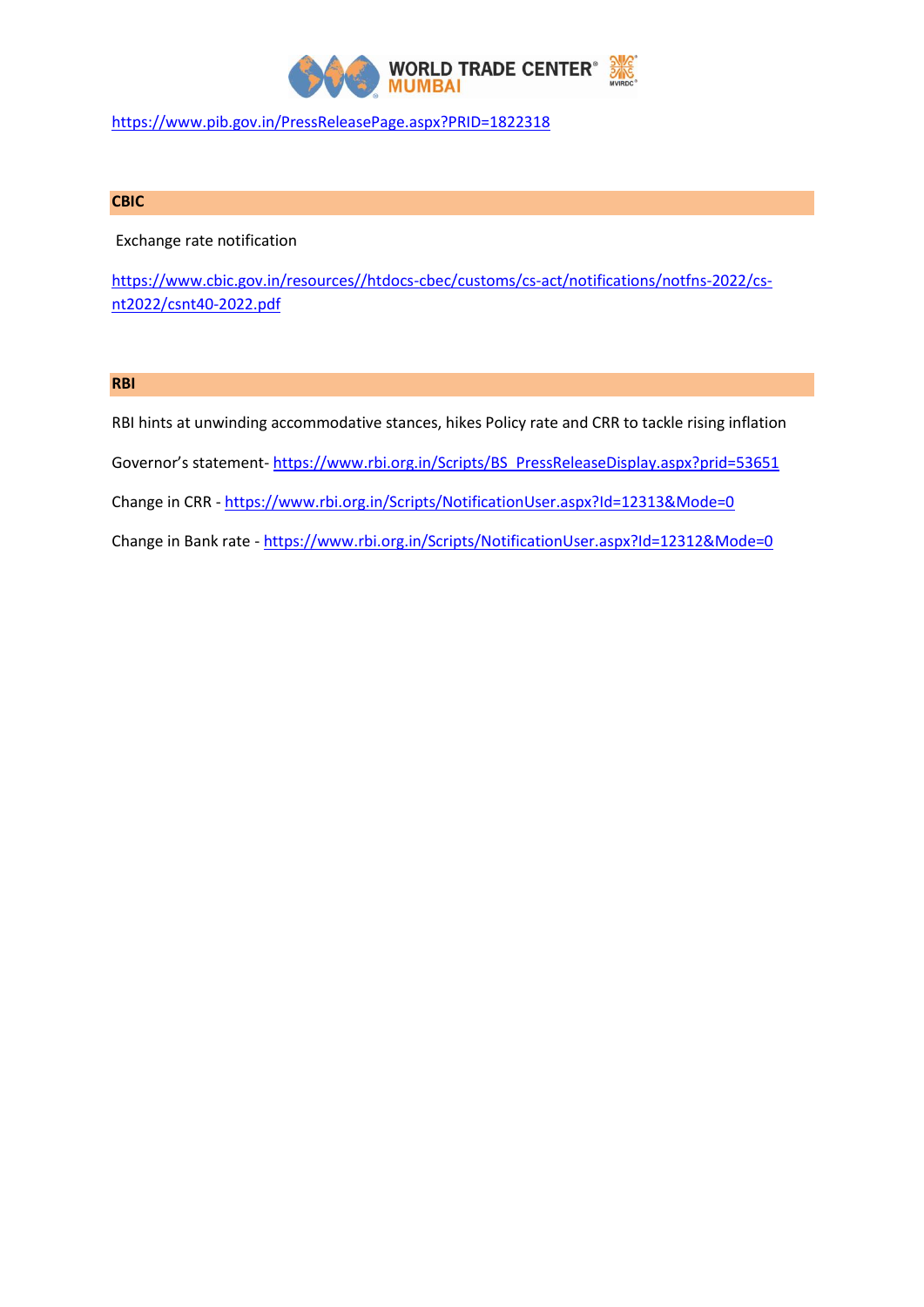https://www.pib.gov.in/PressReleasePage.aspx?PRID=1822318

## CBIC

Exchange rate notification

https://www.cbic.gov.in/resources//htdocs-cbec/customs/cs-act/notifications/notfns-2022/cs-nt2022/csnt40-2022.pdf

## RBI

RBI hints at unwinding accommodative stances, hikes Policy rate and CRR to tackle rising inflation

Governor's statement- https://www.rbi.org.in/Scripts/BS_PressReleaseDisplay.aspx?prid=53651

Change in CRR - https://www.rbi.org.in/Scripts/NotificationUser.aspx?Id=12313&Mode=0

Change in Bank rate - https://www.rbi.org.in/Scripts/NotificationUser.aspx?Id=12312&Mode=0